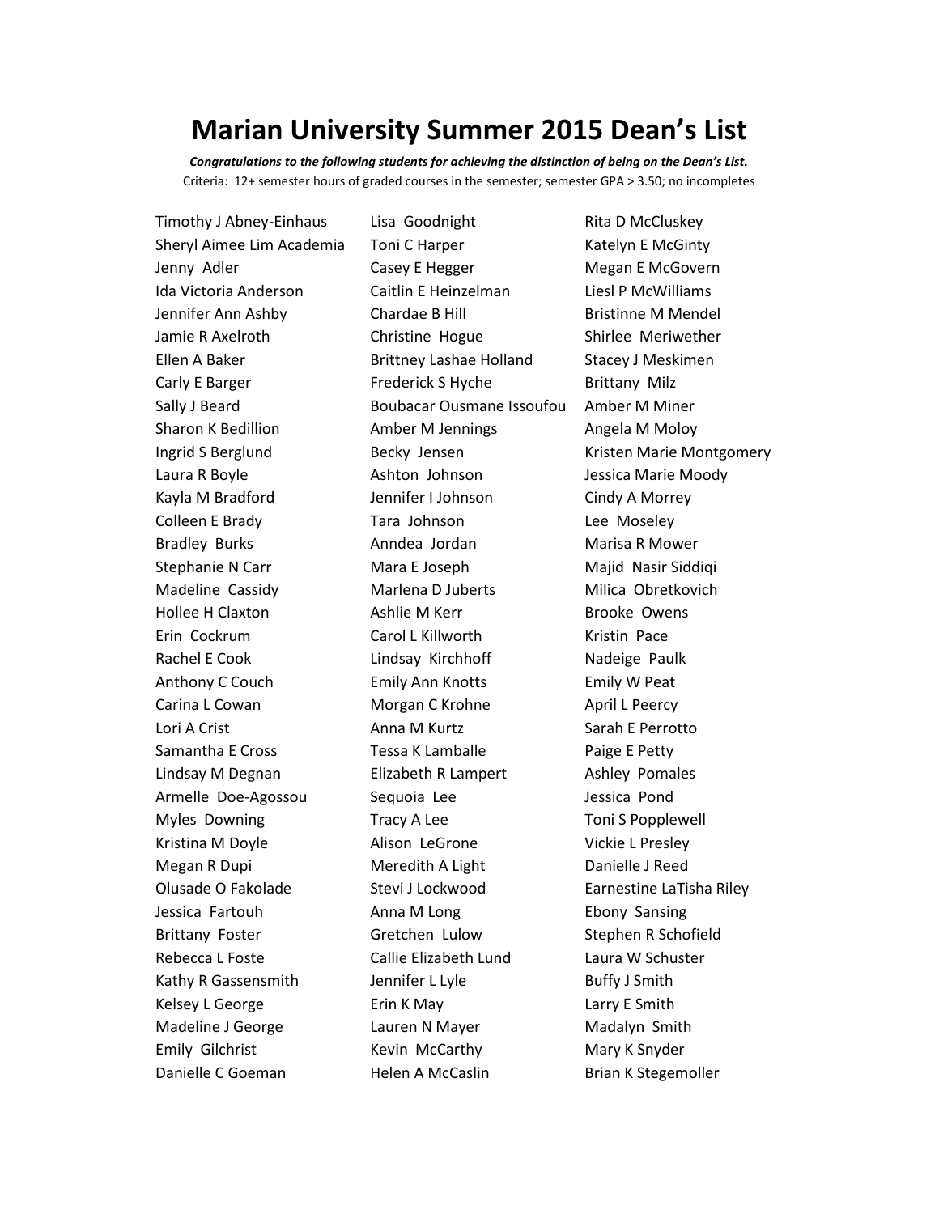# Marian University Summer 2015 Dean's List

***Congratulations to the following students for achieving the distinction of being on the Dean's List.***

Criteria: 12+ semester hours of graded courses in the semester; semester GPA > 3.50; no incompletes

Timothy J Abney-Einhaus
Sheryl Aimee Lim Academia
Jenny Adler
Ida Victoria Anderson
Jennifer Ann Ashby
Jamie R Axelroth
Ellen A Baker
Carly E Barger
Sally J Beard
Sharon K Bedillion
Ingrid S Berglund
Laura R Boyle
Kayla M Bradford
Colleen E Brady
Bradley Burks
Stephanie N Carr
Madeline Cassidy
Hollee H Claxton
Erin Cockrum
Rachel E Cook
Anthony C Couch
Carina L Cowan
Lori A Crist
Samantha E Cross
Lindsay M Degnan
Armelle Doe-Agossou
Myles Downing
Kristina M Doyle
Megan R Dupi
Olusade O Fakolade
Jessica Fartouh
Brittany Foster
Rebecca L Foste
Kathy R Gassensmith
Kelsey L George
Madeline J George
Emily Gilchrist
Danielle C Goeman
Lisa Goodnight
Toni C Harper
Casey E Hegger
Caitlin E Heinzelman
Chardae B Hill
Christine Hogue
Brittney Lashae Holland
Frederick S Hyche
Boubacar Ousmane Issoufou
Amber M Jennings
Becky Jensen
Ashton Johnson
Jennifer I Johnson
Tara Johnson
Anndea Jordan
Mara E Joseph
Marlena D Juberts
Ashlie M Kerr
Carol L Killworth
Lindsay Kirchhoff
Emily Ann Knotts
Morgan C Krohne
Anna M Kurtz
Tessa K Lamballe
Elizabeth R Lampert
Sequoia Lee
Tracy A Lee
Alison LeGrone
Meredith A Light
Stevi J Lockwood
Anna M Long
Gretchen Lulow
Callie Elizabeth Lund
Jennifer L Lyle
Erin K May
Lauren N Mayer
Kevin McCarthy
Helen A McCaslin
Rita D McCluskey
Katelyn E McGinty
Megan E McGovern
Liesl P McWilliams
Bristinne M Mendel
Shirlee Meriwether
Stacey J Meskimen
Brittany Milz
Amber M Miner
Angela M Moloy
Kristen Marie Montgomery
Jessica Marie Moody
Cindy A Morrey
Lee Moseley
Marisa R Mower
Majid Nasir Siddiqi
Milica Obretkovich
Brooke Owens
Kristin Pace
Nadeige Paulk
Emily W Peat
April L Peercy
Sarah E Perrotto
Paige E Petty
Ashley Pomales
Jessica Pond
Toni S Popplewell
Vickie L Presley
Danielle J Reed
Earnestine LaTisha Riley
Ebony Sansing
Stephen R Schofield
Laura W Schuster
Buffy J Smith
Larry E Smith
Madalyn Smith
Mary K Snyder
Brian K Stegemoller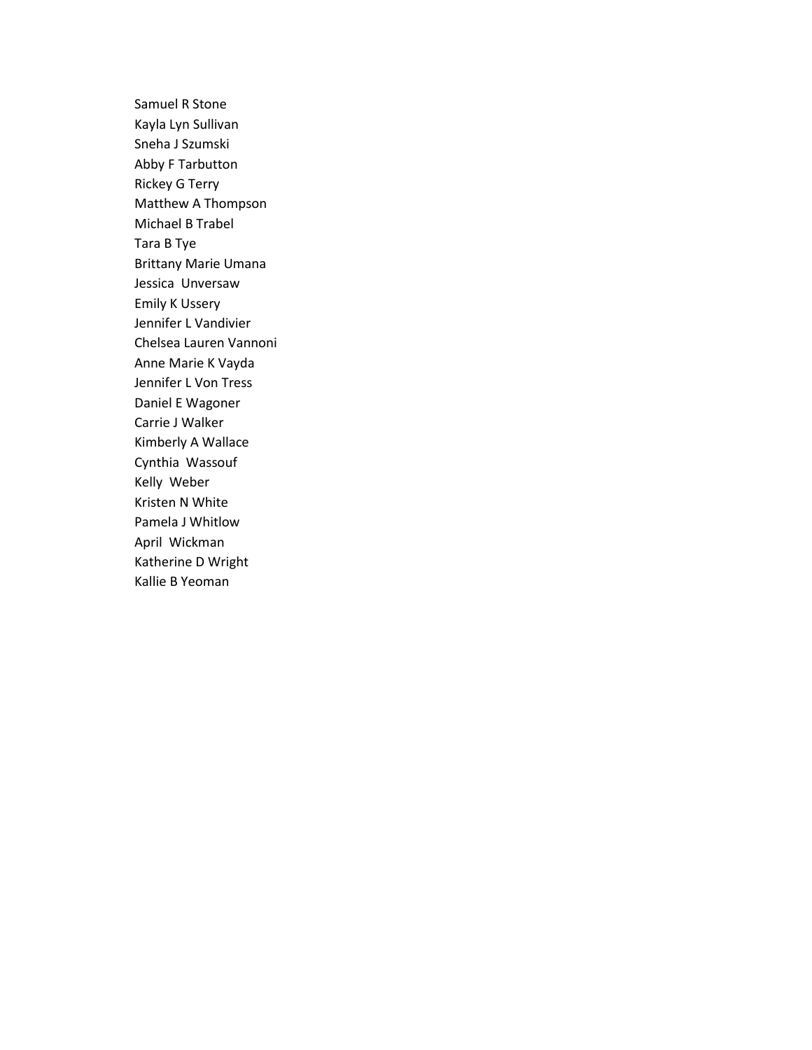Samuel R Stone
Kayla Lyn Sullivan
Sneha J Szumski
Abby F Tarbutton
Rickey G Terry
Matthew A Thompson
Michael B Trabel
Tara B Tye
Brittany Marie Umana
Jessica Unversaw
Emily K Ussery
Jennifer L Vandivier
Chelsea Lauren Vannoni
Anne Marie K Vayda
Jennifer L Von Tress
Daniel E Wagoner
Carrie J Walker
Kimberly A Wallace
Cynthia Wassouf
Kelly Weber
Kristen N White
Pamela J Whitlow
April Wickman
Katherine D Wright
Kallie B Yeoman